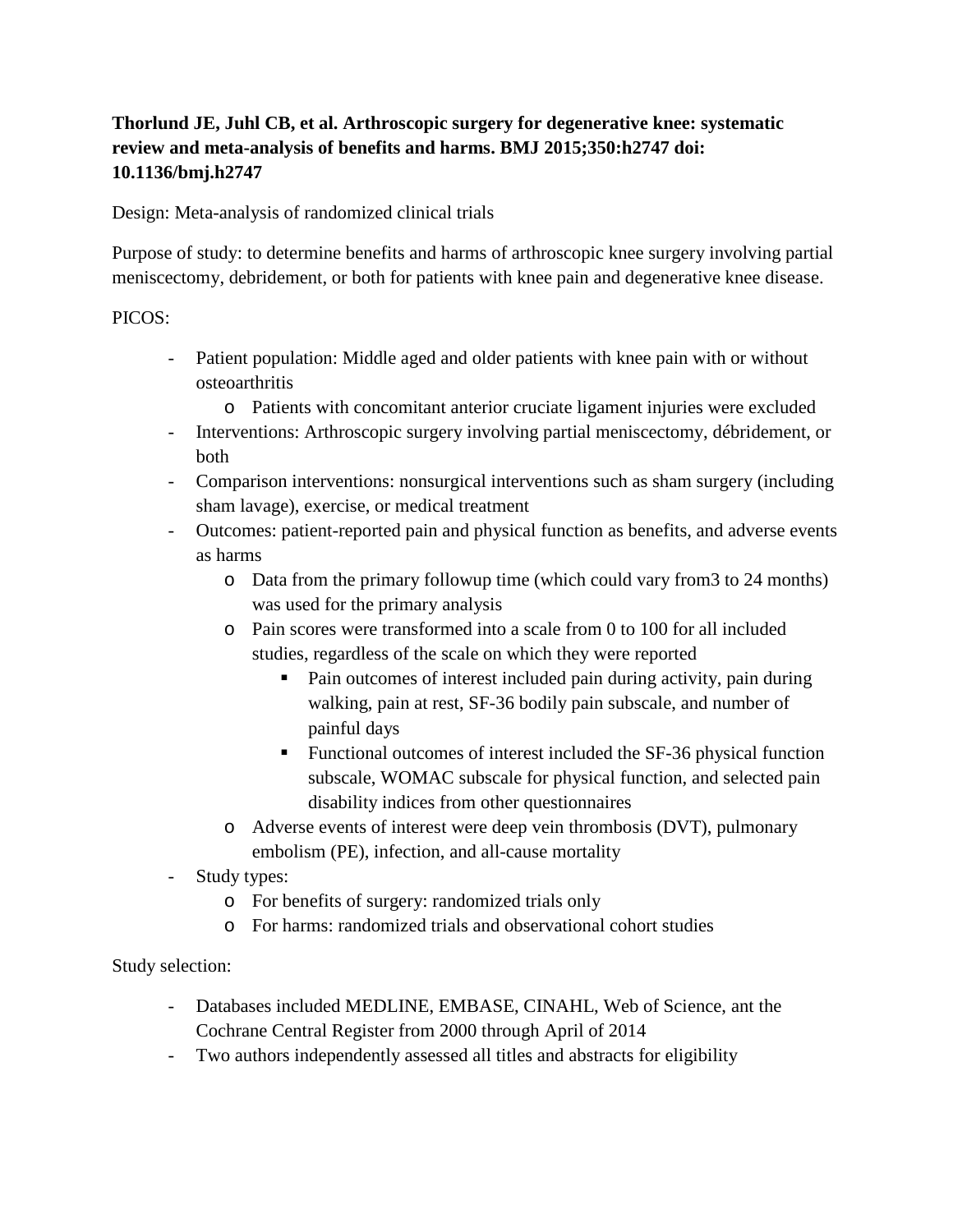**Thorlund JE, Juhl CB, et al. Arthroscopic surgery for degenerative knee: systematic review and meta-analysis of benefits and harms. BMJ 2015;350:h2747 doi: 10.1136/bmj.h2747**

Design: Meta-analysis of randomized clinical trials

Purpose of study: to determine benefits and harms of arthroscopic knee surgery involving partial meniscectomy, debridement, or both for patients with knee pain and degenerative knee disease.

PICOS:

- Patient population: Middle aged and older patients with knee pain with or without osteoarthritis
    - Patients with concomitant anterior cruciate ligament injuries were excluded
- Interventions: Arthroscopic surgery involving partial meniscectomy, débridement, or both
- Comparison interventions: nonsurgical interventions such as sham surgery (including sham lavage), exercise, or medical treatment
- Outcomes: patient-reported pain and physical function as benefits, and adverse events as harms
    - Data from the primary followup time (which could vary from3 to 24 months) was used for the primary analysis
    - Pain scores were transformed into a scale from 0 to 100 for all included studies, regardless of the scale on which they were reported
        - Pain outcomes of interest included pain during activity, pain during walking, pain at rest, SF-36 bodily pain subscale, and number of painful days
        - Functional outcomes of interest included the SF-36 physical function subscale, WOMAC subscale for physical function, and selected pain disability indices from other questionnaires
    - Adverse events of interest were deep vein thrombosis (DVT), pulmonary embolism (PE), infection, and all-cause mortality
- Study types:
    - For benefits of surgery: randomized trials only
    - For harms: randomized trials and observational cohort studies

Study selection:

- Databases included MEDLINE, EMBASE, CINAHL, Web of Science, ant the Cochrane Central Register from 2000 through April of 2014
- Two authors independently assessed all titles and abstracts for eligibility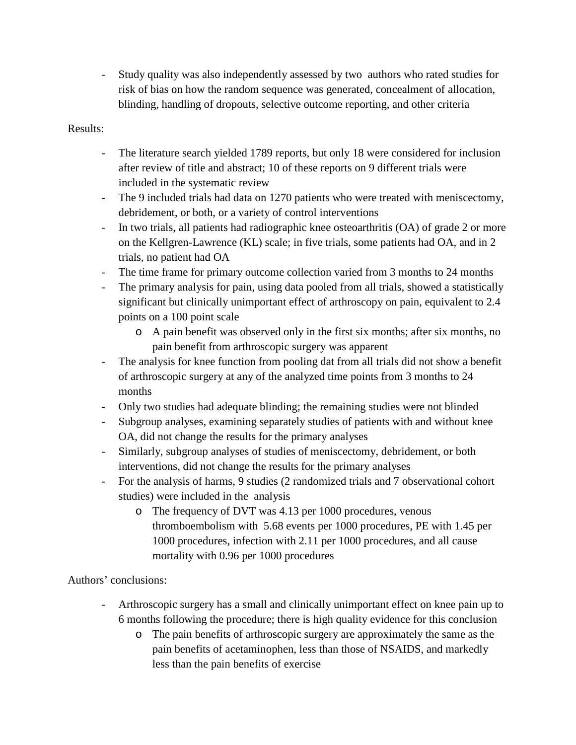- Study quality was also independently assessed by two authors who rated studies for risk of bias on how the random sequence was generated, concealment of allocation, blinding, handling of dropouts, selective outcome reporting, and other criteria

Results:

- The literature search yielded 1789 reports, but only 18 were considered for inclusion after review of title and abstract; 10 of these reports on 9 different trials were included in the systematic review
- The 9 included trials had data on 1270 patients who were treated with meniscectomy, debridement, or both, or a variety of control interventions
- In two trials, all patients had radiographic knee osteoarthritis (OA) of grade 2 or more on the Kellgren-Lawrence (KL) scale; in five trials, some patients had OA, and in 2 trials, no patient had OA
- The time frame for primary outcome collection varied from 3 months to 24 months
- The primary analysis for pain, using data pooled from all trials, showed a statistically significant but clinically unimportant effect of arthroscopy on pain, equivalent to 2.4 points on a 100 point scale
  - A pain benefit was observed only in the first six months; after six months, no pain benefit from arthroscopic surgery was apparent
- The analysis for knee function from pooling dat from all trials did not show a benefit of arthroscopic surgery at any of the analyzed time points from 3 months to 24 months
- Only two studies had adequate blinding; the remaining studies were not blinded
- Subgroup analyses, examining separately studies of patients with and without knee OA, did not change the results for the primary analyses
- Similarly, subgroup analyses of studies of meniscectomy, debridement, or both interventions, did not change the results for the primary analyses
- For the analysis of harms, 9 studies (2 randomized trials and 7 observational cohort studies) were included in the analysis
  - The frequency of DVT was 4.13 per 1000 procedures, venous thromboembolism with 5.68 events per 1000 procedures, PE with 1.45 per 1000 procedures, infection with 2.11 per 1000 procedures, and all cause mortality with 0.96 per 1000 procedures

Authors' conclusions:

- Arthroscopic surgery has a small and clinically unimportant effect on knee pain up to 6 months following the procedure; there is high quality evidence for this conclusion
  - The pain benefits of arthroscopic surgery are approximately the same as the pain benefits of acetaminophen, less than those of NSAIDS, and markedly less than the pain benefits of exercise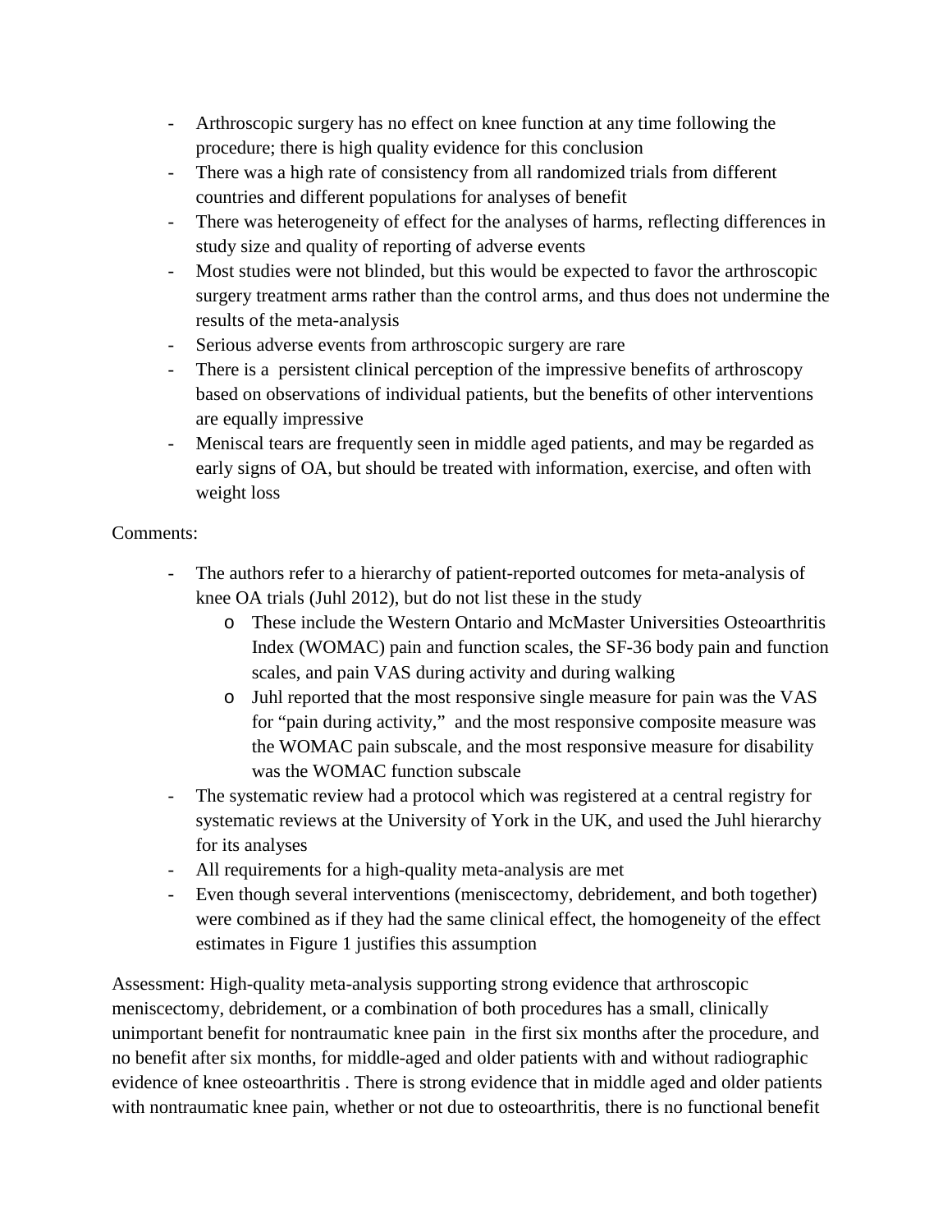- Arthroscopic surgery has no effect on knee function at any time following the procedure; there is high quality evidence for this conclusion
- There was a high rate of consistency from all randomized trials from different countries and different populations for analyses of benefit
- There was heterogeneity of effect for the analyses of harms, reflecting differences in study size and quality of reporting of adverse events
- Most studies were not blinded, but this would be expected to favor the arthroscopic surgery treatment arms rather than the control arms, and thus does not undermine the results of the meta-analysis
- Serious adverse events from arthroscopic surgery are rare
- There is a persistent clinical perception of the impressive benefits of arthroscopy based on observations of individual patients, but the benefits of other interventions are equally impressive
- Meniscal tears are frequently seen in middle aged patients, and may be regarded as early signs of OA, but should be treated with information, exercise, and often with weight loss

Comments:

- The authors refer to a hierarchy of patient-reported outcomes for meta-analysis of knee OA trials (Juhl 2012), but do not list these in the study
  - These include the Western Ontario and McMaster Universities Osteoarthritis Index (WOMAC) pain and function scales, the SF-36 body pain and function scales, and pain VAS during activity and during walking
  - Juhl reported that the most responsive single measure for pain was the VAS for "pain during activity," and the most responsive composite measure was the WOMAC pain subscale, and the most responsive measure for disability was the WOMAC function subscale
- The systematic review had a protocol which was registered at a central registry for systematic reviews at the University of York in the UK, and used the Juhl hierarchy for its analyses
- All requirements for a high-quality meta-analysis are met
- Even though several interventions (meniscectomy, debridement, and both together) were combined as if they had the same clinical effect, the homogeneity of the effect estimates in Figure 1 justifies this assumption

Assessment: High-quality meta-analysis supporting strong evidence that arthroscopic meniscectomy, debridement, or a combination of both procedures has a small, clinically unimportant benefit for nontraumatic knee pain in the first six months after the procedure, and no benefit after six months, for middle-aged and older patients with and without radiographic evidence of knee osteoarthritis . There is strong evidence that in middle aged and older patients with nontraumatic knee pain, whether or not due to osteoarthritis, there is no functional benefit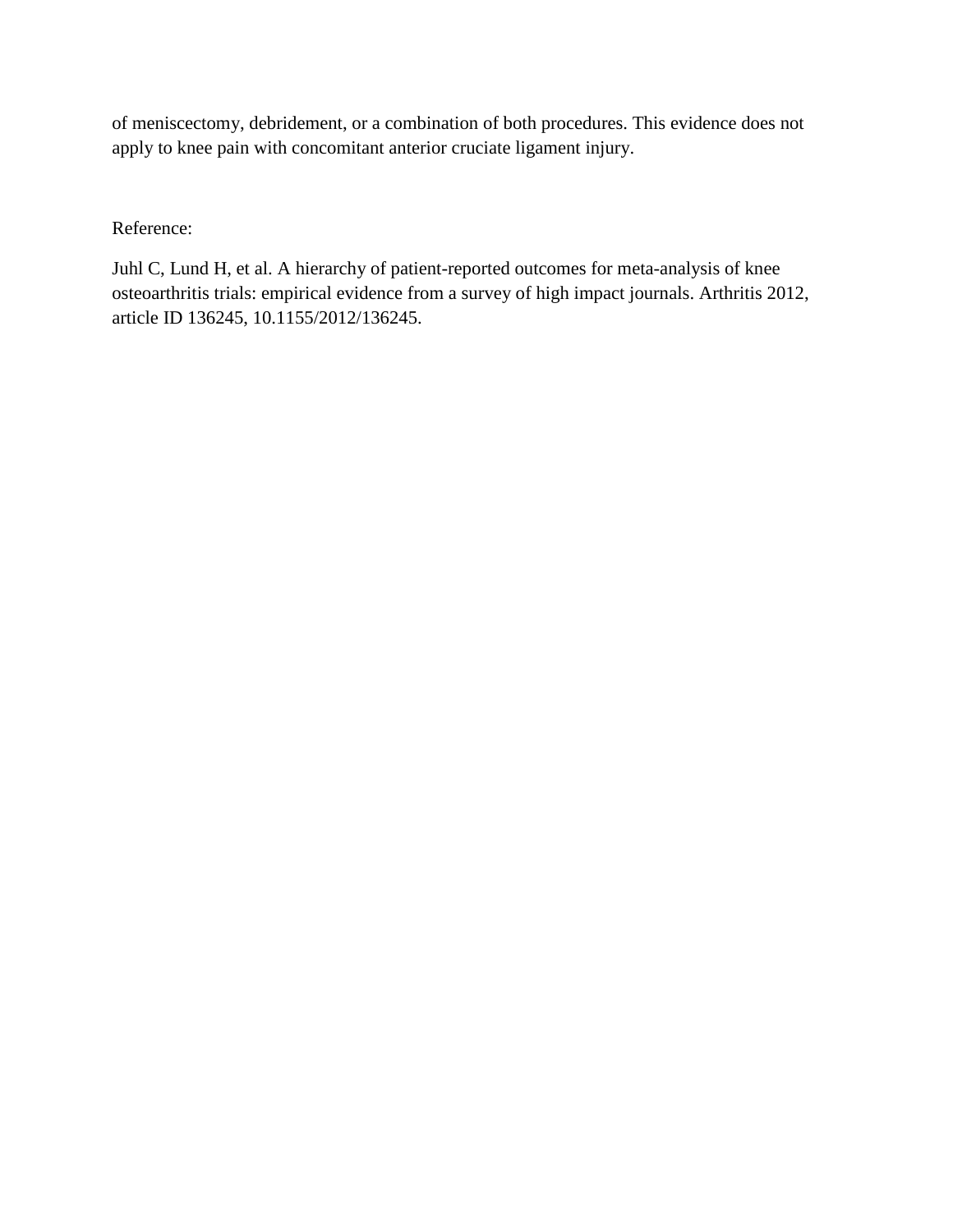of meniscectomy, debridement, or a combination of both procedures. This evidence does not apply to knee pain with concomitant anterior cruciate ligament injury.

Reference:

Juhl C, Lund H, et al. A hierarchy of patient-reported outcomes for meta-analysis of knee osteoarthritis trials: empirical evidence from a survey of high impact journals. Arthritis 2012, article ID 136245, 10.1155/2012/136245.